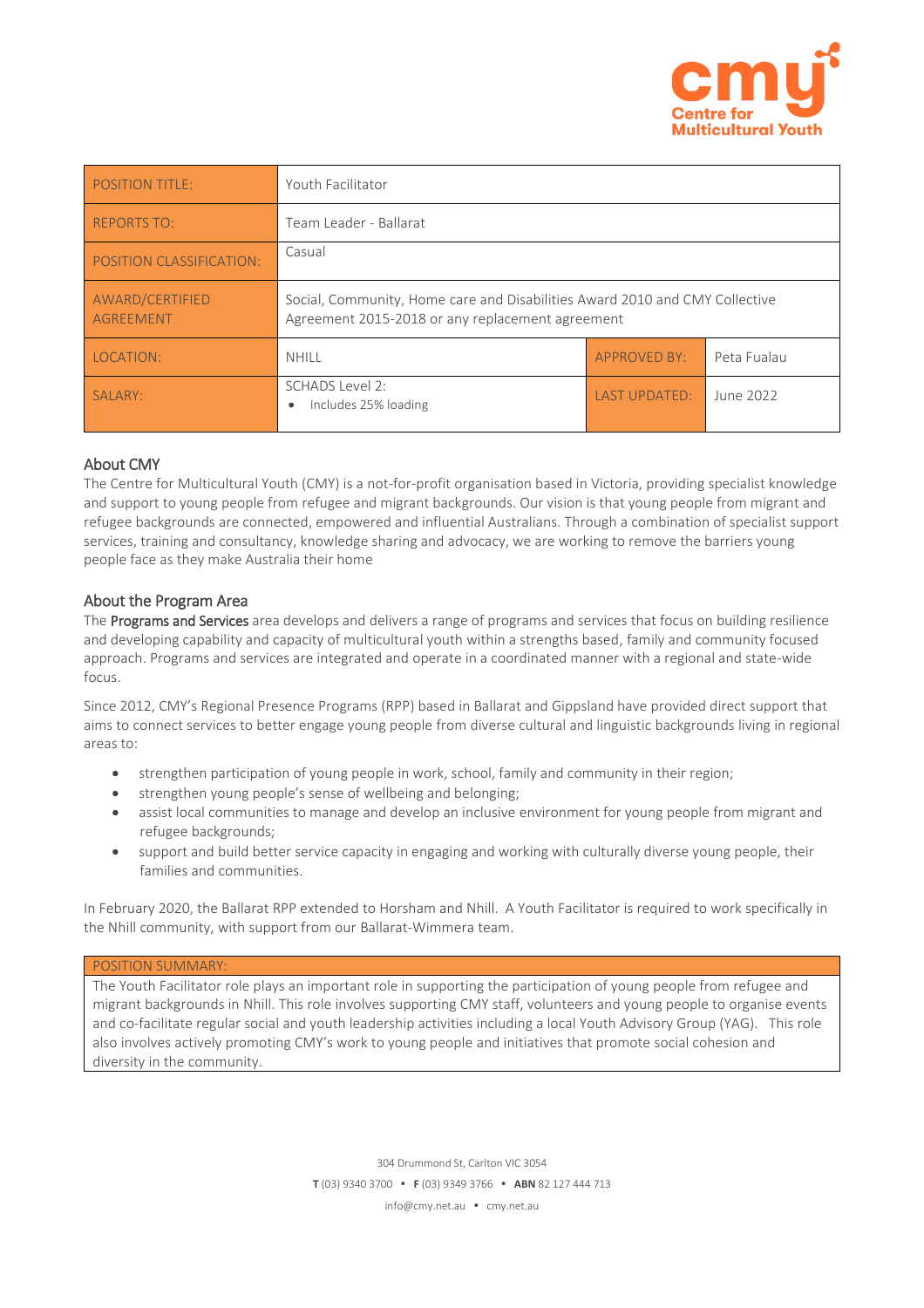| POSITION TITLE: | Youth Facilitator | | |
|---|---|---|---|
| REPORTS TO: | Team Leader - Ballarat | | |
| POSITION CLASSIFICATION: | Casual | | |
| AWARD/CERTIFIED AGREEMENT | Social, Community, Home care and Disabilities Award 2010 and CMY Collective Agreement 2015-2018 or any replacement agreement | | |
| LOCATION: | NHILL | APPROVED BY: | Peta Fualau |
| SALARY: | SCHADS Level 2:<br>• Includes 25% loading | LAST UPDATED: | June 2022 |

## About CMY

The Centre for Multicultural Youth (CMY) is a not-for-profit organisation based in Victoria, providing specialist knowledge and support to young people from refugee and migrant backgrounds. Our vision is that young people from migrant and refugee backgrounds are connected, empowered and influential Australians. Through a combination of specialist support services, training and consultancy, knowledge sharing and advocacy, we are working to remove the barriers young people face as they make Australia their home

## About the Program Area

The **Programs and Services** area develops and delivers a range of programs and services that focus on building resilience and developing capability and capacity of multicultural youth within a strengths based, family and community focused approach. Programs and services are integrated and operate in a coordinated manner with a regional and state-wide focus.

Since 2012, CMY's Regional Presence Programs (RPP) based in Ballarat and Gippsland have provided direct support that aims to connect services to better engage young people from diverse cultural and linguistic backgrounds living in regional areas to:

- strengthen participation of young people in work, school, family and community in their region;
- strengthen young people's sense of wellbeing and belonging;
- assist local communities to manage and develop an inclusive environment for young people from migrant and refugee backgrounds;
- support and build better service capacity in engaging and working with culturally diverse young people, their families and communities.

In February 2020, the Ballarat RPP extended to Horsham and Nhill. A Youth Facilitator is required to work specifically in the Nhill community, with support from our Ballarat-Wimmera team.

| POSITION SUMMARY: |
|---|
| The Youth Facilitator role plays an important role in supporting the participation of young people from refugee and migrant backgrounds in Nhill. This role involves supporting CMY staff, volunteers and young people to organise events and co-facilitate regular social and youth leadership activities including a local Youth Advisory Group (YAG). This role also involves actively promoting CMY's work to young people and initiatives that promote social cohesion and diversity in the community. |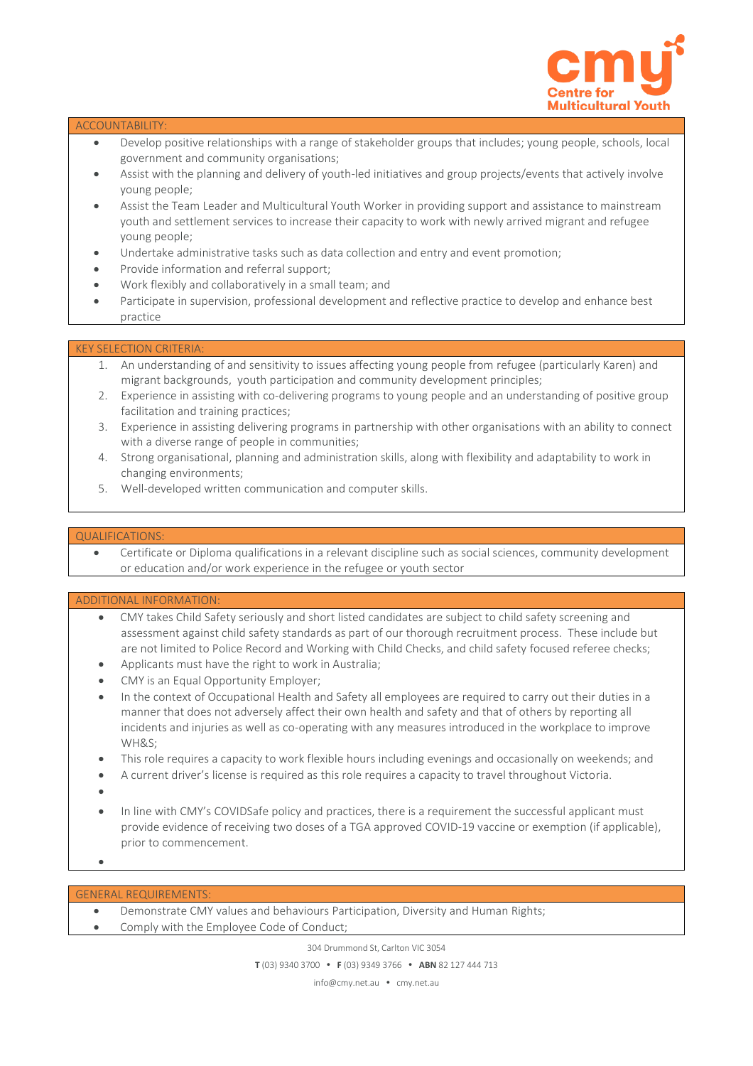## ACCOUNTABILITY:

- Develop positive relationships with a range of stakeholder groups that includes; young people, schools, local government and community organisations;
- Assist with the planning and delivery of youth-led initiatives and group projects/events that actively involve young people;
- Assist the Team Leader and Multicultural Youth Worker in providing support and assistance to mainstream youth and settlement services to increase their capacity to work with newly arrived migrant and refugee young people;
- Undertake administrative tasks such as data collection and entry and event promotion;
- Provide information and referral support;
- Work flexibly and collaboratively in a small team; and
- Participate in supervision, professional development and reflective practice to develop and enhance best practice

## KEY SELECTION CRITERIA:

1. An understanding of and sensitivity to issues affecting young people from refugee (particularly Karen) and migrant backgrounds, youth participation and community development principles;
2. Experience in assisting with co-delivering programs to young people and an understanding of positive group facilitation and training practices;
3. Experience in assisting delivering programs in partnership with other organisations with an ability to connect with a diverse range of people in communities;
4. Strong organisational, planning and administration skills, along with flexibility and adaptability to work in changing environments;
5. Well-developed written communication and computer skills.

## QUALIFICATIONS:

- Certificate or Diploma qualifications in a relevant discipline such as social sciences, community development or education and/or work experience in the refugee or youth sector

## ADDITIONAL INFORMATION:

- CMY takes Child Safety seriously and short listed candidates are subject to child safety screening and assessment against child safety standards as part of our thorough recruitment process. These include but are not limited to Police Record and Working with Child Checks, and child safety focused referee checks;
- Applicants must have the right to work in Australia;
- CMY is an Equal Opportunity Employer;
- In the context of Occupational Health and Safety all employees are required to carry out their duties in a manner that does not adversely affect their own health and safety and that of others by reporting all incidents and injuries as well as co-operating with any measures introduced in the workplace to improve WH&S;
- This role requires a capacity to work flexible hours including evenings and occasionally on weekends; and
- A current driver's license is required as this role requires a capacity to travel throughout Victoria.
- In line with CMY's COVIDSafe policy and practices, there is a requirement the successful applicant must provide evidence of receiving two doses of a TGA approved COVID-19 vaccine or exemption (if applicable), prior to commencement.

## GENERAL REQUIREMENTS:

- Demonstrate CMY values and behaviours Participation, Diversity and Human Rights;
- Comply with the Employee Code of Conduct;

304 Drummond St, Carlton VIC 3054

**T** (03) 9340 3700 • **F** (03) 9349 3766 • **ABN** 82 127 444 713

info@cmy.net.au • cmy.net.au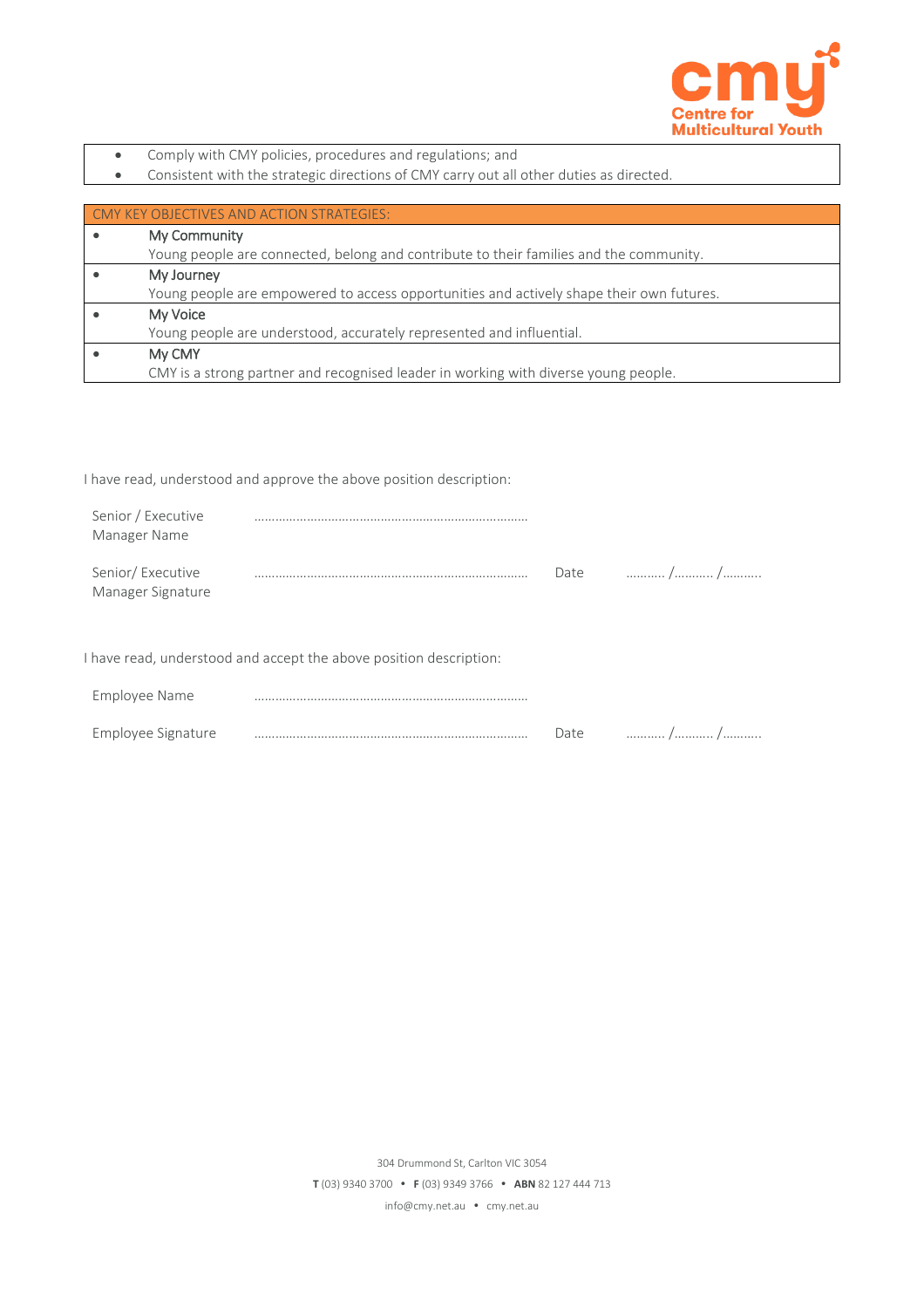- Comply with CMY policies, procedures and regulations; and
- Consistent with the strategic directions of CMY carry out all other duties as directed.

| CMY KEY OBJECTIVES AND ACTION STRATEGIES: | |
|---|---|
| • | My Community<br>Young people are connected, belong and contribute to their families and the community. |
| • | My Journey<br>Young people are empowered to access opportunities and actively shape their own futures. |
| • | My Voice<br>Young people are understood, accurately represented and influential. |
| • | My CMY<br>CMY is a strong partner and recognised leader in working with diverse young people. |

I have read, understood and approve the above position description:

| | | | |
|---|---|---|---|
| Senior / Executive Manager Name | ………………………………………………………… | | |
| Senior/ Executive Manager Signature | ………………………………………………………… | Date | ……….. /……….. /……….. |

I have read, understood and accept the above position description:

| | | | |
|---|---|---|---|
| Employee Name | ………………………………………………………… | | |
| Employee Signature | ………………………………………………………… | Date | ……….. /……….. /……….. |

304 Drummond St, Carlton VIC 3054

**T** (03) 9340 3700 • **F** (03) 9349 3766 • **ABN** 82 127 444 713

info@cmy.net.au • cmy.net.au